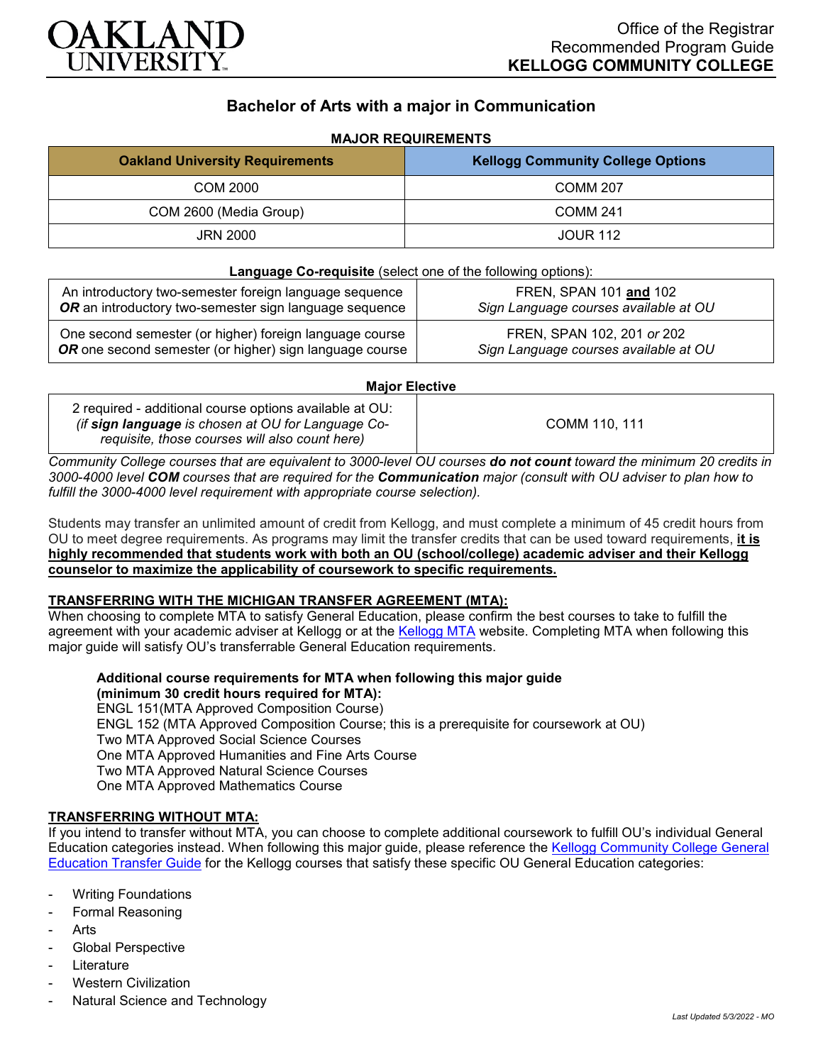Office of the Registrar
Recommended Program Guide
**KELLOGG COMMUNITY COLLEGE**

# Bachelor of Arts with a major in Communication

## MAJOR REQUIREMENTS

| Oakland University Requirements | Kellogg Community College Options |
|---|---|
| COM 2000 | COMM 207 |
| COM 2600 (Media Group) | COMM 241 |
| JRN 2000 | JOUR 112 |

**Language Co-requisite** (select one of the following options):

| | |
|---|---|
| An introductory two-semester foreign language sequence ***OR*** an introductory two-semester sign language sequence | FREN, SPAN 101 **and** 102 *Sign Language courses available at OU* |
| One second semester (or higher) foreign language course ***OR*** one second semester (or higher) sign language course | FREN, SPAN 102, 201 *or* 202 *Sign Language courses available at OU* |

**Major Elective**

| | |
|---|---|
| 2 required - additional course options available at OU: *(if **sign language** is chosen at OU for Language Co-requisite, those courses will also count here)* | COMM 110, 111 |

*Community College courses that are equivalent to 3000-level OU courses **do not count** toward the minimum 20 credits in 3000-4000 level **COM** courses that are required for the **Communication** major (consult with OU adviser to plan how to fulfill the 3000-4000 level requirement with appropriate course selection).*

Students may transfer an unlimited amount of credit from Kellogg, and must complete a minimum of 45 credit hours from OU to meet degree requirements. As programs may limit the transfer credits that can be used toward requirements, **it is highly recommended that students work with both an OU (school/college) academic adviser and their Kellogg counselor to maximize the applicability of coursework to specific requirements.**

### TRANSFERRING WITH THE MICHIGAN TRANSFER AGREEMENT (MTA):

When choosing to complete MTA to satisfy General Education, please confirm the best courses to take to fulfill the agreement with your academic adviser at Kellogg or at the Kellogg MTA website. Completing MTA when following this major guide will satisfy OU's transferrable General Education requirements.

**Additional course requirements for MTA when following this major guide (minimum 30 credit hours required for MTA):**
ENGL 151(MTA Approved Composition Course)
ENGL 152 (MTA Approved Composition Course; this is a prerequisite for coursework at OU)
Two MTA Approved Social Science Courses
One MTA Approved Humanities and Fine Arts Course
Two MTA Approved Natural Science Courses
One MTA Approved Mathematics Course

### TRANSFERRING WITHOUT MTA:

If you intend to transfer without MTA, you can choose to complete additional coursework to fulfill OU's individual General Education categories instead. When following this major guide, please reference the Kellogg Community College General Education Transfer Guide for the Kellogg courses that satisfy these specific OU General Education categories:

- Writing Foundations
- Formal Reasoning
- Arts
- Global Perspective
- Literature
- Western Civilization
- Natural Science and Technology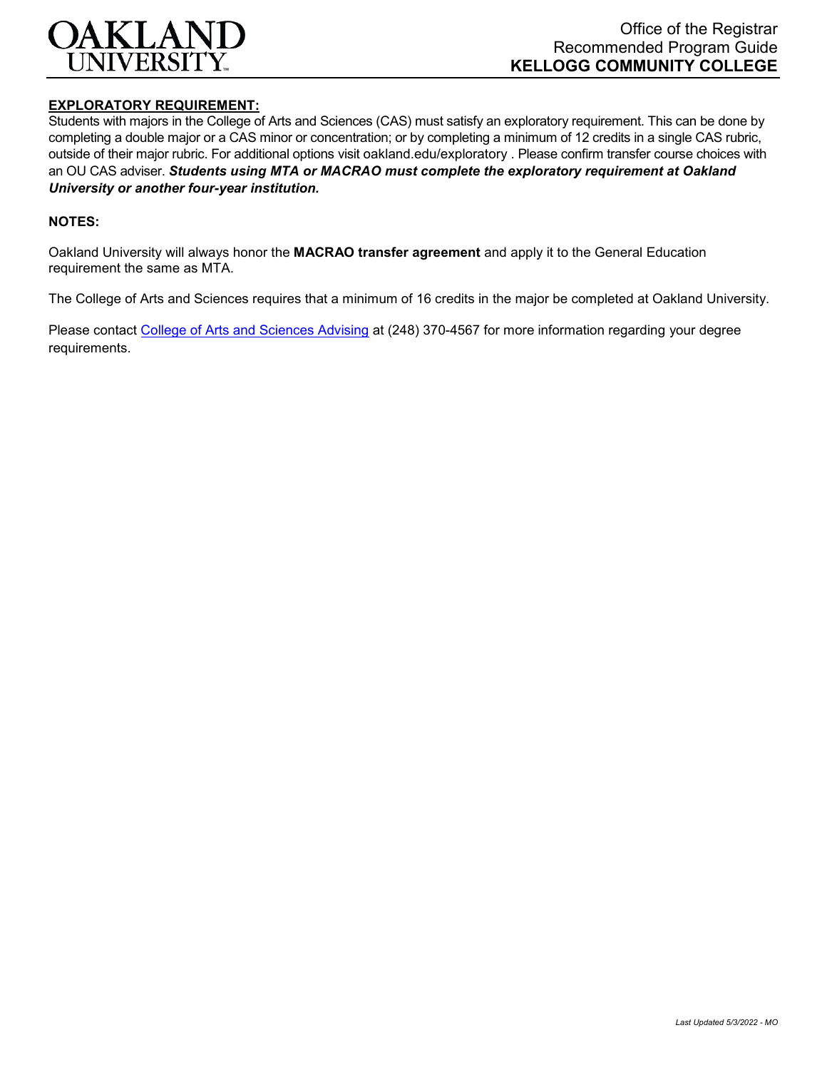**EXPLORATORY REQUIREMENT:**

Students with majors in the College of Arts and Sciences (CAS) must satisfy an exploratory requirement. This can be done by completing a double major or a CAS minor or concentration; or by completing a minimum of 12 credits in a single CAS rubric, outside of their major rubric. For additional options visit oakland.edu/exploratory . Please confirm transfer course choices with an OU CAS adviser. ***Students using MTA or MACRAO must complete the exploratory requirement at Oakland University or another four-year institution.***

**NOTES:**

Oakland University will always honor the **MACRAO transfer agreement** and apply it to the General Education requirement the same as MTA.

The College of Arts and Sciences requires that a minimum of 16 credits in the major be completed at Oakland University.

Please contact College of Arts and Sciences Advising at (248) 370-4567 for more information regarding your degree requirements.

*Last Updated 5/3/2022 - MO*